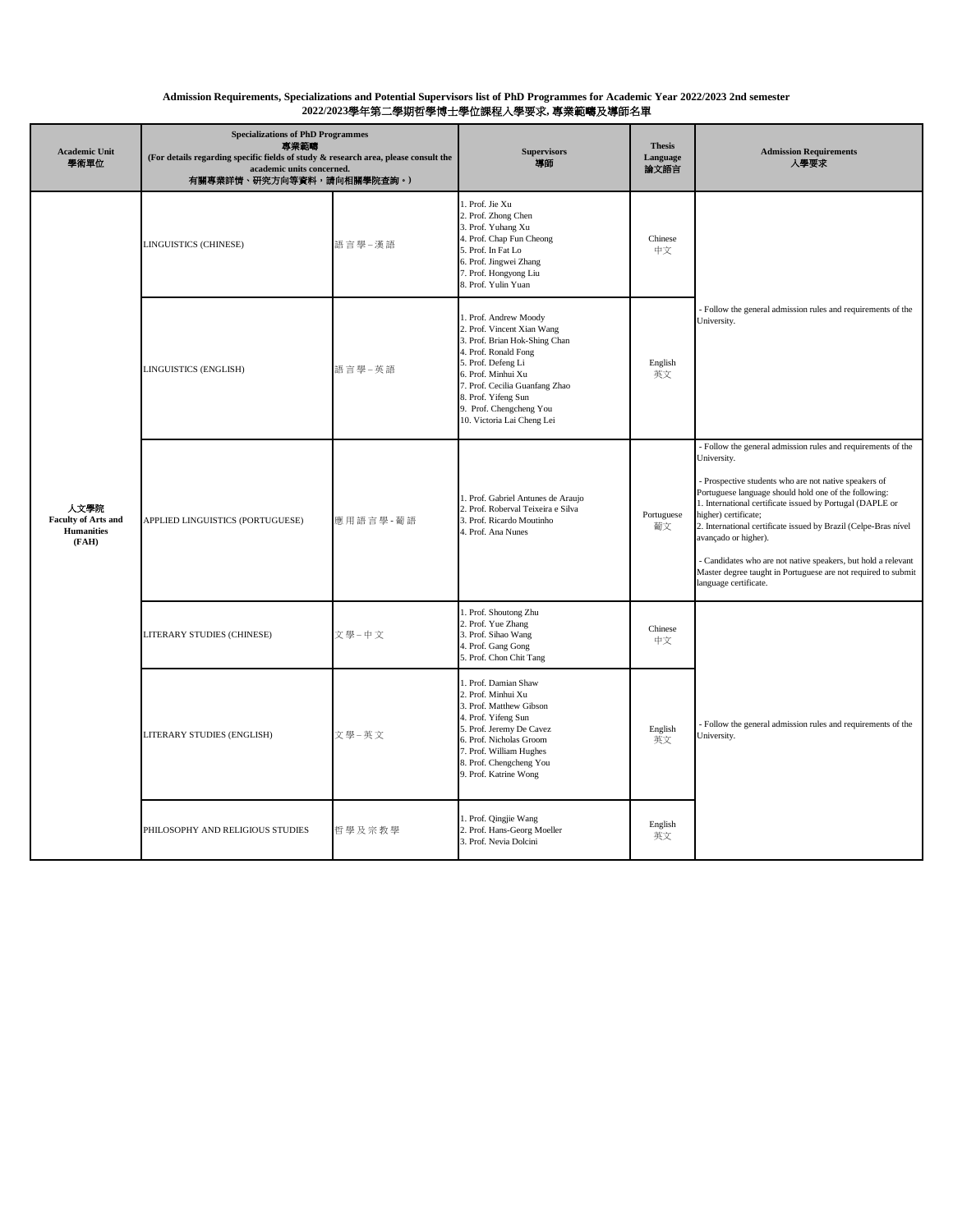**Admission Requirements, Specializations and Potential Supervisors list of PhD Programmes for Academic Year 2022/2023 2nd semester**
**2022/2023學年第二學期哲學博士學位課程入學要求, 專業範疇及導師名單**

| Academic Unit 學術單位 | Specializations of PhD Programmes 專業範疇 (For details regarding specific fields of study & research area, please consult the academic units concerned. 有關專業詳情、研究方向等資料，請向相關學院查詢。) | | Supervisors 導師 | Thesis Language 論文語言 | Admission Requirements 入學要求 |
|---|---|---|---|---|---|
| 人文學院 Faculty of Arts and Humanities (FAH) | LINGUISTICS (CHINESE) | 語言學–漢語 | 1. Prof. Jie Xu<br>2. Prof. Zhong Chen<br>3. Prof. Yuhang Xu<br>4. Prof. Chap Fun Cheong<br>5. Prof. In Fat Lo<br>6. Prof. Jingwei Zhang<br>7. Prof. Hongyong Liu<br>8. Prof. Yulin Yuan | Chinese 中文 | - Follow the general admission rules and requirements of the University. |
| | LINGUISTICS (ENGLISH) | 語言學–英語 | 1. Prof. Andrew Moody<br>2. Prof. Vincent Xian Wang<br>3. Prof. Brian Hok-Shing Chan<br>4. Prof. Ronald Fong<br>5. Prof. Defeng Li<br>6. Prof. Minhui Xu<br>7. Prof. Cecilia Guanfang Zhao<br>8. Prof. Yifeng Sun<br>9. Prof. Chengcheng You<br>10. Victoria Lai Cheng Lei | English 英文 | |
| | APPLIED LINGUISTICS (PORTUGUESE) | 應用語言學-葡語 | 1. Prof. Gabriel Antunes de Araujo<br>2. Prof. Roberval Teixeira e Silva<br>3. Prof. Ricardo Moutinho<br>4. Prof. Ana Nunes | Portuguese 葡文 | - Follow the general admission rules and requirements of the University.<br><br>- Prospective students who are not native speakers of Portuguese language should hold one of the following:<br>1. International certificate issued by Portugal (DAPLE or higher) certificate;<br>2. International certificate issued by Brazil (Celpe-Bras nível avançado or higher).<br><br>- Candidates who are not native speakers, but hold a relevant Master degree taught in Portuguese are not required to submit language certificate. |
| | LITERARY STUDIES (CHINESE) | 文學–中文 | 1. Prof. Shoutong Zhu<br>2. Prof. Yue Zhang<br>3. Prof. Sihao Wang<br>4. Prof. Gang Gong<br>5. Prof. Chon Chit Tang | Chinese 中文 | - Follow the general admission rules and requirements of the University. |
| | LITERARY STUDIES (ENGLISH) | 文學–英文 | 1. Prof. Damian Shaw<br>2. Prof. Minhui Xu<br>3. Prof. Matthew Gibson<br>4. Prof. Yifeng Sun<br>5. Prof. Jeremy De Cavez<br>6. Prof. Nicholas Groom<br>7. Prof. William Hughes<br>8. Prof. Chengcheng You<br>9. Prof. Katrine Wong | English 英文 | |
| | PHILOSOPHY AND RELIGIOUS STUDIES | 哲學及宗教學 | 1. Prof. Qingjie Wang<br>2. Prof. Hans-Georg Moeller<br>3. Prof. Nevia Dolcini | English 英文 | |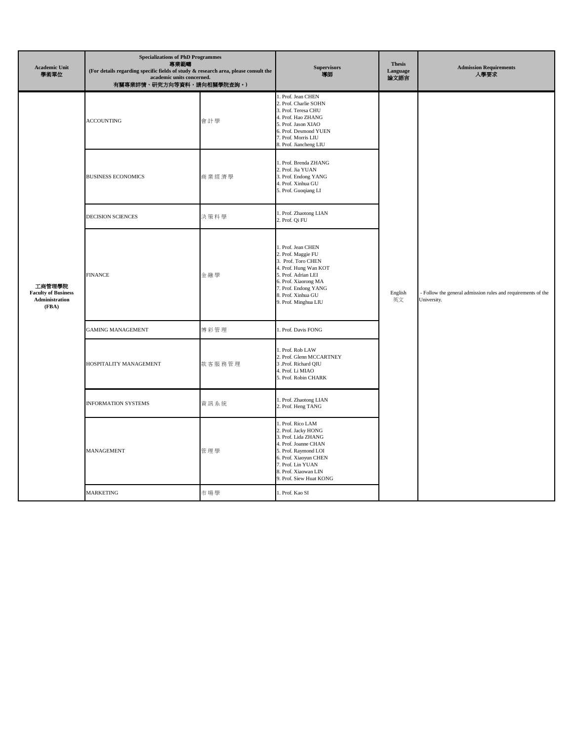| Academic Unit<br>學術單位 | Specializations of PhD Programmes<br>專業範疇<br>(For details regarding specific fields of study & research area, please consult the academic units concerned.<br>有關專業詳情、研究方向等資料，請向相關學院查詢。) | | Supervisors<br>導師 | Thesis Language<br>論文語言 | Admission Requirements<br>入學要求 |
|---|---|---|---|---|---|
| 工商管理學院<br>**Faculty of Business Administration (FBA)** | ACCOUNTING | 會計學 | 1. Prof. Jean CHEN<br>2. Prof. Charlie SOHN<br>3. Prof. Teresa CHU<br>4. Prof. Hao ZHANG<br>5. Prof. Jason XIAO<br>6. Prof. Desmond YUEN<br>7. Prof. Morris LIU<br>8. Prof. Jiancheng LIU | English<br>英文 | - Follow the general admission rules and requirements of the University. |
| | BUSINESS ECONOMICS | 商業經濟學 | 1. Prof. Brenda ZHANG<br>2. Prof. Jia YUAN<br>3. Prof. Endong YANG<br>4. Prof. Xinhua GU<br>5. Prof. Guoqiang LI | | |
| | DECISION SCIENCES | 決策科學 | 1. Prof. Zhaotong LIAN<br>2. Prof. Qi FU | | |
| | FINANCE | 金融學 | 1. Prof. Jean CHEN<br>2. Prof. Maggie FU<br>3. Prof. Toro CHEN<br>4. Prof. Hung Wan KOT<br>5. Prof. Adrian LEI<br>6. Prof. Xiaorong MA<br>7. Prof. Endong YANG<br>8. Prof. Xinhua GU<br>9. Prof. Minghua LIU | | |
| | GAMING MANAGEMENT | 博彩管理 | 1. Prof. Davis FONG | | |
| | HOSPITALITY MANAGEMENT | 款客服務管理 | 1. Prof. Rob LAW<br>2. Prof. Glenn MCCARTNEY<br>3 .Prof. Richard QIU<br>4. Prof. Li MIAO<br>5. Prof. Robin CHARK | | |
| | INFORMATION SYSTEMS | 資訊系統 | 1. Prof. Zhaotong LIAN<br>2. Prof. Heng TANG | | |
| | MANAGEMENT | 管理學 | 1. Prof. Rico LAM<br>2. Prof. Jacky HONG<br>3. Prof. Lida ZHANG<br>4. Prof. Joanne CHAN<br>5. Prof. Raymond LOI<br>6. Prof. Xiaoyun CHEN<br>7. Prof. Lin YUAN<br>8. Prof. Xiaowan LIN<br>9. Prof. Siew Huat KONG | | |
| | MARKETING | 市場學 | 1. Prof. Kao SI | | |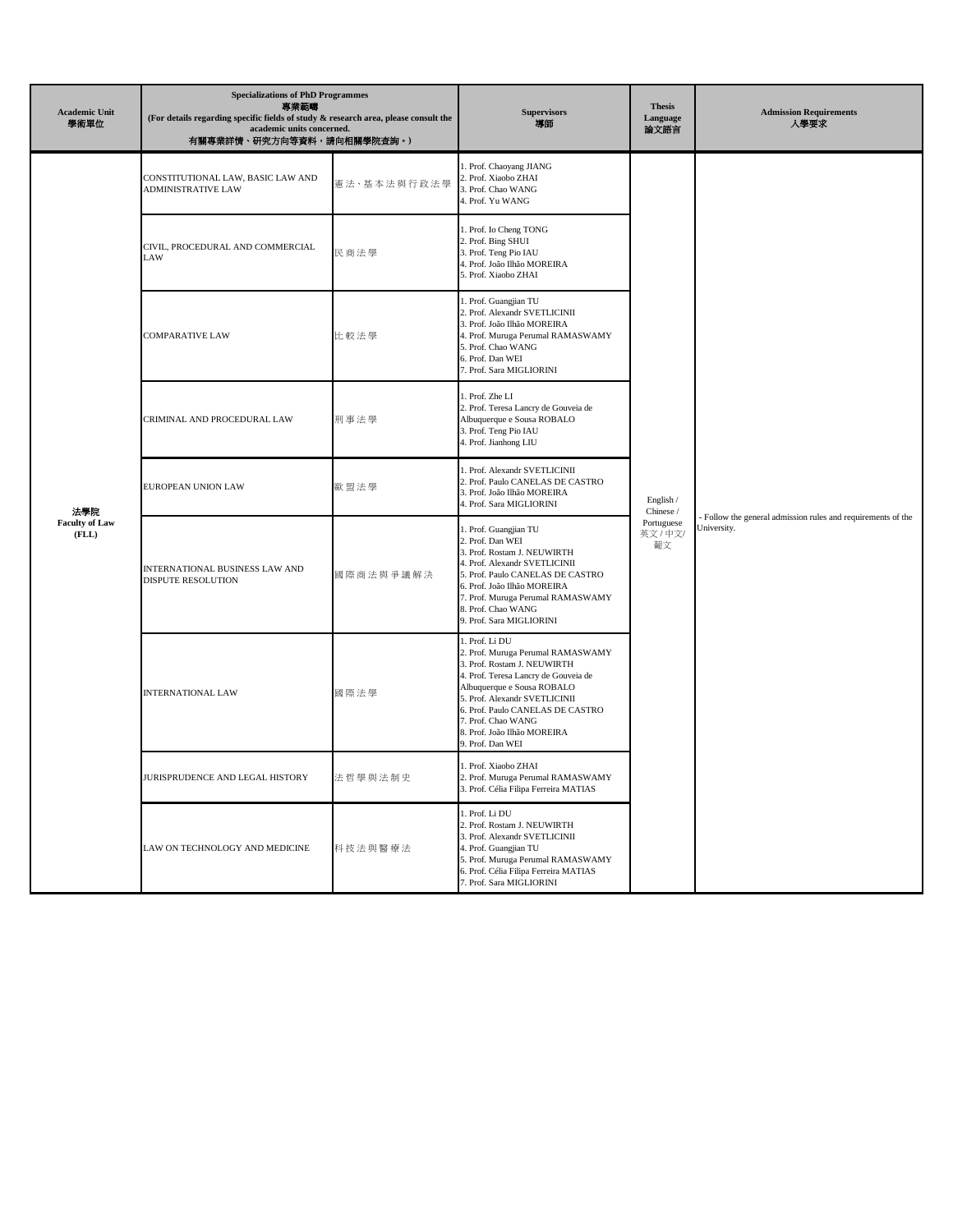| Academic Unit<br>學術單位 | Specializations of PhD Programmes<br>專業範疇<br>(For details regarding specific fields of study & research area, please consult the academic units concerned.<br>有關專業詳情、研究方向等資料，請向相關學院查詢。) | | Supervisors<br>導師 | Thesis Language<br>論文語言 | Admission Requirements<br>入學要求 |
|---|---|---|---|---|---|
| 法學院<br>Faculty of Law<br>(FLL) | CONSTITUTIONAL LAW, BASIC LAW AND ADMINISTRATIVE LAW | 憲法、基本法與行政法學 | 1. Prof. Chaoyang JIANG<br>2. Prof. Xiaobo ZHAI<br>3. Prof. Chao WANG<br>4. Prof. Yu WANG | English / Chinese / Portuguese<br>英文 / 中文/ 葡文 | - Follow the general admission rules and requirements of the University. |
| | CIVIL, PROCEDURAL AND COMMERCIAL LAW | 民商法學 | 1. Prof. Io Cheng TONG<br>2. Prof. Bing SHUI<br>3. Prof. Teng Pio IAU<br>4. Prof. João Ilhão MOREIRA<br>5. Prof. Xiaobo ZHAI | | |
| | COMPARATIVE LAW | 比較法學 | 1. Prof. Guangjian TU<br>2. Prof. Alexandr SVETLICINII<br>3. Prof. João Ilhão MOREIRA<br>4. Prof. Muruga Perumal RAMASWAMY<br>5. Prof. Chao WANG<br>6. Prof. Dan WEI<br>7. Prof. Sara MIGLIORINI | | |
| | CRIMINAL AND PROCEDURAL LAW | 刑事法學 | 1. Prof. Zhe LI<br>2. Prof. Teresa Lancry de Gouveia de Albuquerque e Sousa ROBALO<br>3. Prof. Teng Pio IAU<br>4. Prof. Jianhong LIU | | |
| | EUROPEAN UNION LAW | 歐盟法學 | 1. Prof. Alexandr SVETLICINII<br>2. Prof. Paulo CANELAS DE CASTRO<br>3. Prof. João Ilhão MOREIRA<br>4. Prof. Sara MIGLIORINI | | |
| | INTERNATIONAL BUSINESS LAW AND DISPUTE RESOLUTION | 國際商法與爭議解決 | 1. Prof. Guangjian TU<br>2. Prof. Dan WEI<br>3. Prof. Rostam J. NEUWIRTH<br>4. Prof. Alexandr SVETLICINII<br>5. Prof. Paulo CANELAS DE CASTRO<br>6. Prof. João Ilhão MOREIRA<br>7. Prof. Muruga Perumal RAMASWAMY<br>8. Prof. Chao WANG<br>9. Prof. Sara MIGLIORINI | | |
| | INTERNATIONAL LAW | 國際法學 | 1. Prof. Li DU<br>2. Prof. Muruga Perumal RAMASWAMY<br>3. Prof. Rostam J. NEUWIRTH<br>4. Prof. Teresa Lancry de Gouveia de Albuquerque e Sousa ROBALO<br>5. Prof. Alexandr SVETLICINII<br>6. Prof. Paulo CANELAS DE CASTRO<br>7. Prof. Chao WANG<br>8. Prof. João Ilhão MOREIRA<br>9. Prof. Dan WEI | | |
| | JURISPRUDENCE AND LEGAL HISTORY | 法哲學與法制史 | 1. Prof. Xiaobo ZHAI<br>2. Prof. Muruga Perumal RAMASWAMY<br>3. Prof. Célia Filipa Ferreira MATIAS | | |
| | LAW ON TECHNOLOGY AND MEDICINE | 科技法與醫療法 | 1. Prof. Li DU<br>2. Prof. Rostam J. NEUWIRTH<br>3. Prof. Alexandr SVETLICINII<br>4. Prof. Guangjian TU<br>5. Prof. Muruga Perumal RAMASWAMY<br>6. Prof. Célia Filipa Ferreira MATIAS<br>7. Prof. Sara MIGLIORINI | | |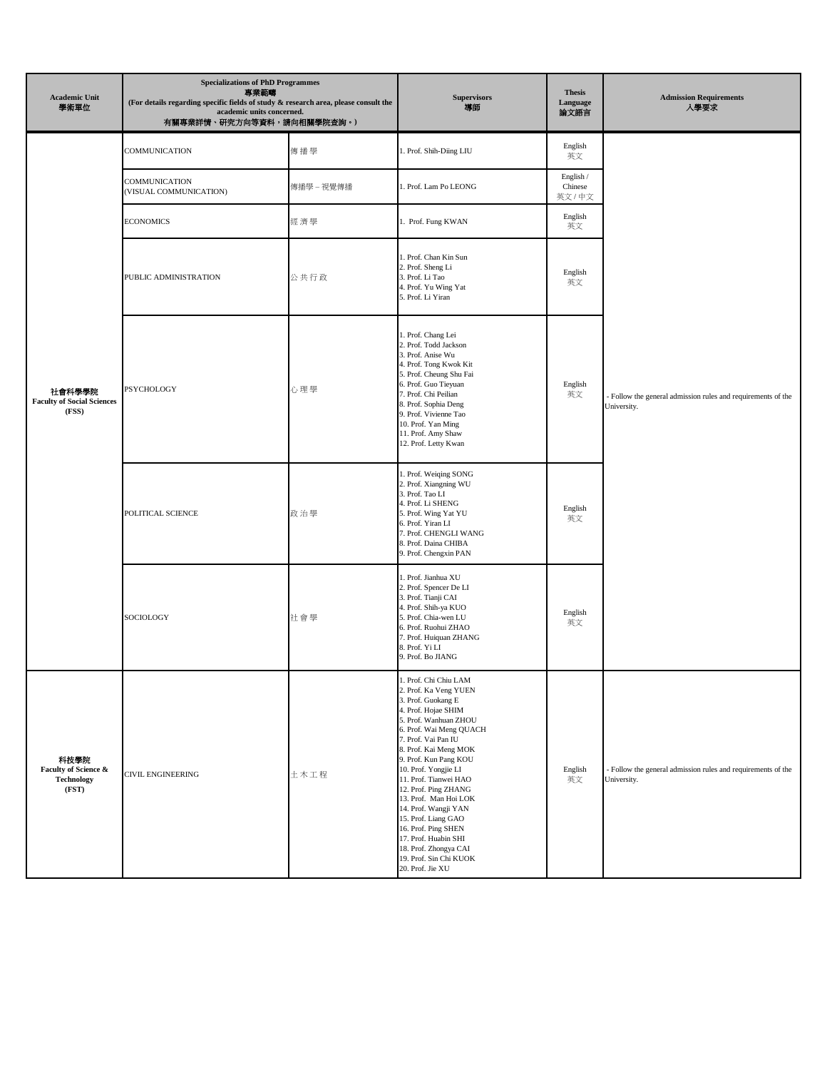| Academic Unit 學術單位 | Specializations of PhD Programmes 專業範疇 (For details regarding specific fields of study & research area, please consult the academic units concerned. 有關專業詳情、研究方向等資料，請向相關學院查詢。) | | Supervisors 導師 | Thesis Language 論文語言 | Admission Requirements 入學要求 |
|---|---|---|---|---|---|
| 社會科學學院 Faculty of Social Sciences (FSS) | COMMUNICATION | 傳播學 | 1. Prof. Shih-Diing LIU | English 英文 | - Follow the general admission rules and requirements of the University. |
| | COMMUNICATION (VISUAL COMMUNICATION) | 傳播學 – 視覺傳播 | 1. Prof. Lam Po LEONG | English / Chinese 英文 / 中文 | |
| | ECONOMICS | 經濟學 | 1. Prof. Fung KWAN | English 英文 | |
| | PUBLIC ADMINISTRATION | 公共行政 | 1. Prof. Chan Kin Sun<br>2. Prof. Sheng Li<br>3. Prof. Li Tao<br>4. Prof. Yu Wing Yat<br>5. Prof. Li Yiran | English 英文 | |
| | PSYCHOLOGY | 心理學 | 1. Prof. Chang Lei<br>2. Prof. Todd Jackson<br>3. Prof. Anise Wu<br>4. Prof. Tong Kwok Kit<br>5. Prof. Cheung Shu Fai<br>6. Prof. Guo Tieyuan<br>7. Prof. Chi Peilian<br>8. Prof. Sophia Deng<br>9. Prof. Vivienne Tao<br>10. Prof. Yan Ming<br>11. Prof. Amy Shaw<br>12. Prof. Letty Kwan | English 英文 | |
| | POLITICAL SCIENCE | 政治學 | 1. Prof. Weiqing SONG<br>2. Prof. Xiangning WU<br>3. Prof. Tao LI<br>4. Prof. Li SHENG<br>5. Prof. Wing Yat YU<br>6. Prof. Yiran LI<br>7. Prof. CHENGLI WANG<br>8. Prof. Daina CHIBA<br>9. Prof. Chengxin PAN | English 英文 | |
| | SOCIOLOGY | 社會學 | 1. Prof. Jianhua XU<br>2. Prof. Spencer De LI<br>3. Prof. Tianji CAI<br>4. Prof. Shih-ya KUO<br>5. Prof. Chia-wen LU<br>6. Prof. Ruohui ZHAO<br>7. Prof. Huiquan ZHANG<br>8. Prof. Yi LI<br>9. Prof. Bo JIANG | English 英文 | |
| 科技學院 Faculty of Science & Technology (FST) | CIVIL ENGINEERING | 土木工程 | 1. Prof. Chi Chiu LAM<br>2. Prof. Ka Veng YUEN<br>3. Prof. Guokang E<br>4. Prof. Hojae SHIM<br>5. Prof. Wanhuan ZHOU<br>6. Prof. Wai Meng QUACH<br>7. Prof. Vai Pan IU<br>8. Prof. Kai Meng MOK<br>9. Prof. Kun Pang KOU<br>10. Prof. Yongjie LI<br>11. Prof. Tianwei HAO<br>12. Prof. Ping ZHANG<br>13. Prof. Man Hoi LOK<br>14. Prof. Wangji YAN<br>15. Prof. Liang GAO<br>16. Prof. Ping SHEN<br>17. Prof. Huabin SHI<br>18. Prof. Zhongya CAI<br>19. Prof. Sin Chi KUOK<br>20. Prof. Jie XU | English 英文 | - Follow the general admission rules and requirements of the University. |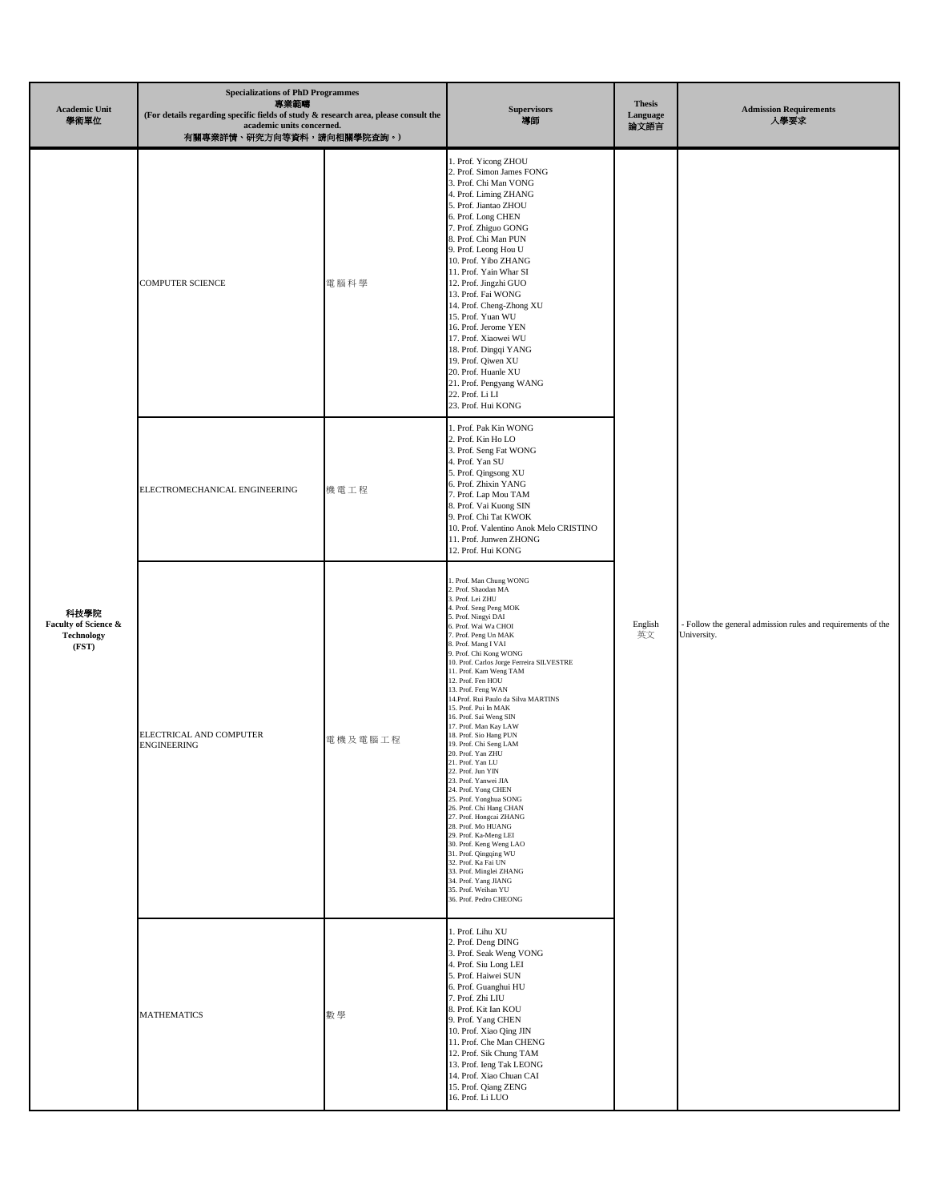| Academic Unit<br>學術單位 | Specializations of PhD Programmes<br>專業範疇<br>(For details regarding specific fields of study & research area, please consult the academic units concerned.<br>有關專業詳情、研究方向等資料，請向相關學院查詢。) | | Supervisors<br>導師 | Thesis Language<br>論文語言 | Admission Requirements<br>入學要求 |
|---|---|---|---|---|---|
| 科技學院<br>Faculty of Science & Technology<br>(FST) | COMPUTER SCIENCE | 電腦科學 | 1. Prof. Yicong ZHOU<br>2. Prof. Simon James FONG<br>3. Prof. Chi Man VONG<br>4. Prof. Liming ZHANG<br>5. Prof. Jiantao ZHOU<br>6. Prof. Long CHEN<br>7. Prof. Zhiguo GONG<br>8. Prof. Chi Man PUN<br>9. Prof. Leong Hou U<br>10. Prof. Yibo ZHANG<br>11. Prof. Yain Whar SI<br>12. Prof. Jingzhi GUO<br>13. Prof. Fai WONG<br>14. Prof. Cheng-Zhong XU<br>15. Prof. Yuan WU<br>16. Prof. Jerome YEN<br>17. Prof. Xiaowei WU<br>18. Prof. Dingqi YANG<br>19. Prof. Qiwen XU<br>20. Prof. Huanle XU<br>21. Prof. Pengyang WANG<br>22. Prof. Li LI<br>23. Prof. Hui KONG | English<br>英文 | - Follow the general admission rules and requirements of the University. |
| | ELECTROMECHANICAL ENGINEERING | 機電工程 | 1. Prof. Pak Kin WONG<br>2. Prof. Kin Ho LO<br>3. Prof. Seng Fat WONG<br>4. Prof. Yan SU<br>5. Prof. Qingsong XU<br>6. Prof. Zhixin YANG<br>7. Prof. Lap Mou TAM<br>8. Prof. Vai Kuong SIN<br>9. Prof. Chi Tat KWOK<br>10. Prof. Valentino Anok Melo CRISTINO<br>11. Prof. Junwen ZHONG<br>12. Prof. Hui KONG | | |
| | ELECTRICAL AND COMPUTER ENGINEERING | 電機及電腦工程 | 1. Prof. Man Chung WONG<br>2. Prof. Shaodan MA<br>3. Prof. Lei ZHU<br>4. Prof. Seng Peng MOK<br>5. Prof. Ningyi DAI<br>6. Prof. Wai Wa CHOI<br>7. Prof. Peng Un MAK<br>8. Prof. Mang I VAI<br>9. Prof. Chi Kong WONG<br>10. Prof. Carlos Jorge Ferreira SILVESTRE<br>11. Prof. Kam Weng TAM<br>12. Prof. Fen HOU<br>13. Prof. Feng WAN<br>14.Prof. Rui Paulo da Silva MARTINS<br>15. Prof. Pui In MAK<br>16. Prof. Sai Weng SIN<br>17. Prof. Man Kay LAW<br>18. Prof. Sio Hang PUN<br>19. Prof. Chi Seng LAM<br>20. Prof. Yan ZHU<br>21. Prof. Yan LU<br>22. Prof. Jun YIN<br>23. Prof. Yanwei JIA<br>24. Prof. Yong CHEN<br>25. Prof. Yonghua SONG<br>26. Prof. Chi Hang CHAN<br>27. Prof. Hongcai ZHANG<br>28. Prof. Mo HUANG<br>29. Prof. Ka-Meng LEI<br>30. Prof. Keng Weng LAO<br>31. Prof. Qingqing WU<br>32. Prof. Ka Fai UN<br>33. Prof. Minglei ZHANG<br>34. Prof. Yang JIANG<br>35. Prof. Weihan YU<br>36. Prof. Pedro CHEONG | | |
| | MATHEMATICS | 數學 | 1. Prof. Lihu XU<br>2. Prof. Deng DING<br>3. Prof. Seak Weng VONG<br>4. Prof. Siu Long LEI<br>5. Prof. Haiwei SUN<br>6. Prof. Guanghui HU<br>7. Prof. Zhi LIU<br>8. Prof. Kit Ian KOU<br>9. Prof. Yang CHEN<br>10. Prof. Xiao Qing JIN<br>11. Prof. Che Man CHENG<br>12. Prof. Sik Chung TAM<br>13. Prof. Ieng Tak LEONG<br>14. Prof. Xiao Chuan CAI<br>15. Prof. Qiang ZENG<br>16. Prof. Li LUO | | |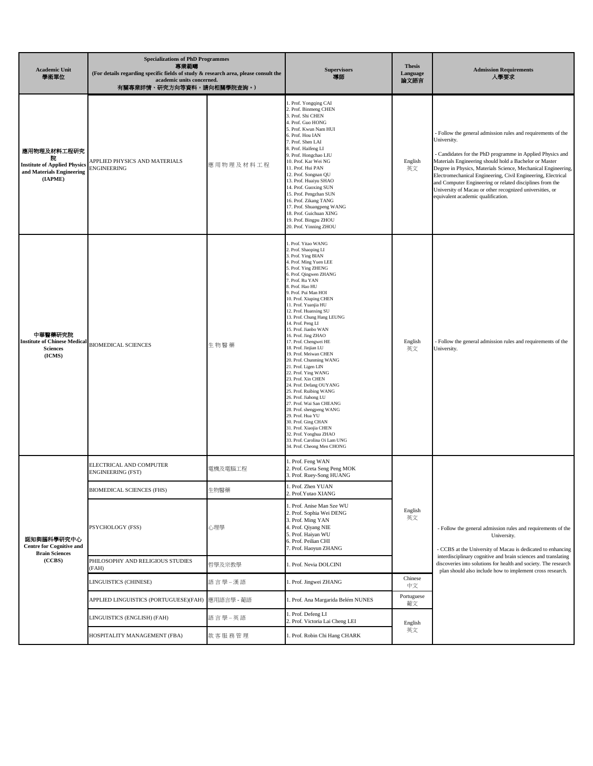| Academic Unit 學術單位 | Specializations of PhD Programmes 專業範疇 (For details regarding specific fields of study & research area, please consult the academic units concerned. 有關專業詳情、研究方向等資料，請向相關學院查詢。) | | Supervisors 導師 | Thesis Language 論文語言 | Admission Requirements 入學要求 |
|---|---|---|---|---|---|
| 應用物理及材料工程研究院 **Institute of Applied Physics and Materials Engineering (IAPME)** | APPLIED PHYSICS AND MATERIALS ENGINEERING | 應用物理及材料工程 | 1. Prof. Yongqing CAI<br>2. Prof. Binmeng CHEN<br>3. Prof. Shi CHEN<br>4. Prof. Guo HONG<br>5. Prof. Kwun Nam HUI<br>6. Prof. Hou IAN<br>7. Prof. Shen LAI<br>8. Prof. Haifeng LI<br>9. Prof. Hongchao LIU<br>10. Prof. Kar Wei NG<br>11. Prof. Hui PAN<br>12. Prof. Songnan QU<br>13. Prof. Huaiyu SHAO<br>14. Prof. Guoxing SUN<br>15. Prof. Pengzhan SUN<br>16. Prof. Zikang TANG<br>17. Prof. Shuangpeng WANG<br>18. Prof. Guichuan XING<br>19. Prof. Bingpu ZHOU<br>20. Prof. Yinning ZHOU | English 英文 | - Follow the general admission rules and requirements of the University.<br><br>- Candidates for the PhD programme in Applied Physics and Materials Engineering should hold a Bachelor or Master Degree in Physics, Materials Science, Mechanical Engineering, Electromechanical Engineering, Civil Engineering, Electrical and Computer Engineering or related disciplines from the University of Macau or other recognized universities, or equivalent academic qualification. |
| 中華醫藥研究院 **Institute of Chinese Medical Sciences (ICMS)** | BIOMEDICAL SCIENCES | 生物醫藥 | 1. Prof. Yitao WANG<br>2. Prof. Shaoping LI<br>3. Prof. Ying BIAN<br>4. Prof. Ming Yuen LEE<br>5. Prof. Ying ZHENG<br>6. Prof. Qingwen ZHANG<br>7. Prof. Ru YAN<br>8. Prof. Hao HU<br>9. Prof. Pui Man HOI<br>10. Prof. Xiuping CHEN<br>11. Prof. Yuanjia HU<br>12. Prof. Huanxing SU<br>13. Prof. Chung Hang LEUNG<br>14. Prof. Peng LI<br>15. Prof. Jianbo WAN<br>16. Prof. Jing ZHAO<br>17. Prof. Chengwei HE<br>18. Prof. Jinjian LU<br>19. Prof. Meiwan CHEN<br>20. Prof. Chunming WANG<br>21. Prof. Ligen LIN<br>22. Prof. Ying WANG<br>23. Prof. Xin CHEN<br>24. Prof. Defang OUYANG<br>25. Prof. Ruibing WANG<br>26. Prof. Jiahong LU<br>27. Prof. Wai San CHEANG<br>28. Prof. shengpeng WANG<br>29. Prof. Hua YU<br>30. Prof. Ging CHAN<br>31. Prof. Xiaojia CHEN<br>32. Prof. Yonghua ZHAO<br>33. Prof. Carolina Oi Lam UNG<br>34. Prof. Cheong Men CHONG | English 英文 | - Follow the general admission rules and requirements of the University. |
| 認知與腦科學研究中心 **Centre for Cognitive and Brain Sciences (CCBS)** | ELECTRICAL AND COMPUTER ENGINEERING (FST) | 電機及電腦工程 | 1. Prof. Feng WAN<br>2. Prof. Greta Seng Peng MOK<br>3. Prof. Ruey-Song HUANG | English 英文 | - Follow the general admission rules and requirements of the University.<br><br>- CCBS at the University of Macau is dedicated to enhancing interdisciplinary cognitive and brain sciences and translating discoveries into solutions for health and society. The research plan should also include how to implement cross research. |
| | BIOMEDICAL SCIENCES (FHS) | 生物醫藥 | 1. Prof. Zhen YUAN<br>2. Prof.Yutao XIANG | | |
| | PSYCHOLOGY (FSS) | 心理學 | 1. Prof. Anise Man Sze WU<br>2. Prof. Sophia Wei DENG<br>3. Prof. Ming YAN<br>4. Prof. Qiyang NIE<br>5. Prof. Haiyan WU<br>6. Prof. Peilian CHI<br>7. Prof. Haoyun ZHANG | | |
| | PHILOSOPHY AND RELIGIOUS STUDIES (FAH) | 哲學及宗教學 | 1. Prof. Nevia DOLCINI | | |
| | LINGUISTICS (CHINESE) | 語言學－漢語 | 1. Prof. Jingwei ZHANG | Chinese 中文 | |
| | APPLIED LINGUISTICS (PORTUGUESE)(FAH) | 應用語言學 - 葡語 | 1. Prof. Ana Margarida Belém NUNES | Portuguese 葡文 | |
| | LINGUISTICS (ENGLISH) (FAH) | 語言學－英語 | 1. Prof. Defeng LI<br>2. Prof. Victoria Lai Cheng LEI | English 英文 | |
| | HOSPITALITY MANAGEMENT (FBA) | 款客服務管理 | 1. Prof. Robin Chi Hang CHARK | | |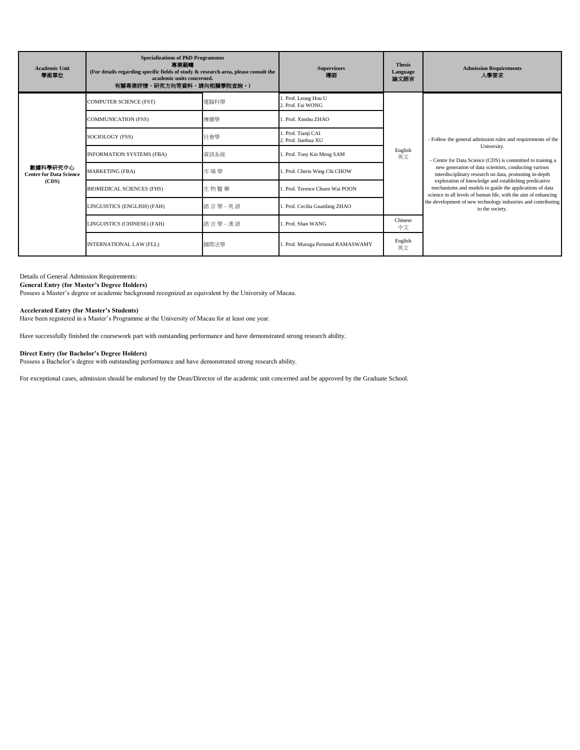| Academic Unit 學術單位 | Specializations of PhD Programmes 專業範疇 (For details regarding specific fields of study & research area, please consult the academic units concerned. 有關專業詳情、研究方向等資料，請向相關學院查詢。) | | Supervisors 導師 | Thesis Language 論文語言 | Admission Requirements 入學要求 |
|---|---|---|---|---|---|
| 數據科學研究中心 Centre for Data Science (CDS) | COMPUTER SCIENCE (FST) | 電腦科學 | 1. Prof. Leong Hou U<br>2. Prof. Fai WONG | English 英文 | - Follow the general admission rules and requirements of the University.<br>- Centre for Data Science (CDS) is committed to training a new generation of data scientists, conducting various interdisciplinary research on data, promoting in-depth exploration of knowledge and establishing predicative mechanisms and models to guide the applications of data science in all levels of human life, with the aim of enhancing the development of new technology industries and contributing to the society. |
| | COMMUNICATION (FSS) | 傳播學 | 1. Prof. Xinshu ZHAO | | |
| | SOCIOLOGY (FSS) | 社會學 | 1. Prof. Tianji CAI<br>2. Prof. Jianhua XU | | |
| | INFORMATION SYSTEMS (FBA) | 資訊系統 | 1. Prof. Tony Kin Meng SAM | | |
| | MARKETING (FBA) | 市 場 學 | 1. Prof. Cheris Wing Chi CHOW | | |
| | BIOMEDICAL SCIENCES (FHS) | 生 物 醫 藥 | 1. Prof. Terence Chuen Wai POON | | |
| | LINGUISTICS (ENGLISH) (FAH) | 語 言 學 – 英 語 | 1. Prof. Cecilia Guanfang ZHAO | | |
| | LINGUISTICS (CHINESE) (FAH) | 語 言 學 – 漢 語 | 1. Prof. Shan WANG | Chinese 中文 | |
| | INTERNATIONAL LAW (FLL) | 國際法學 | 1. Prof. Muruga Perumal RAMASWAMY | English 英文 | |

Details of General Admission Requirements:

**General Entry (for Master's Degree Holders)**

Possess a Master's degree or academic background recognized as equivalent by the University of Macau.

**Accelerated Entry (for Master's Students)**

Have been registered in a Master's Programme at the University of Macau for at least one year.

Have successfully finished the coursework part with outstanding performance and have demonstrated strong research ability.

**Direct Entry (for Bachelor's Degree Holders)**

Possess a Bachelor's degree with outstanding performance and have demonstrated strong research ability.

For exceptional cases, admission should be endorsed by the Dean/Director of the academic unit concerned and be approved by the Graduate School.